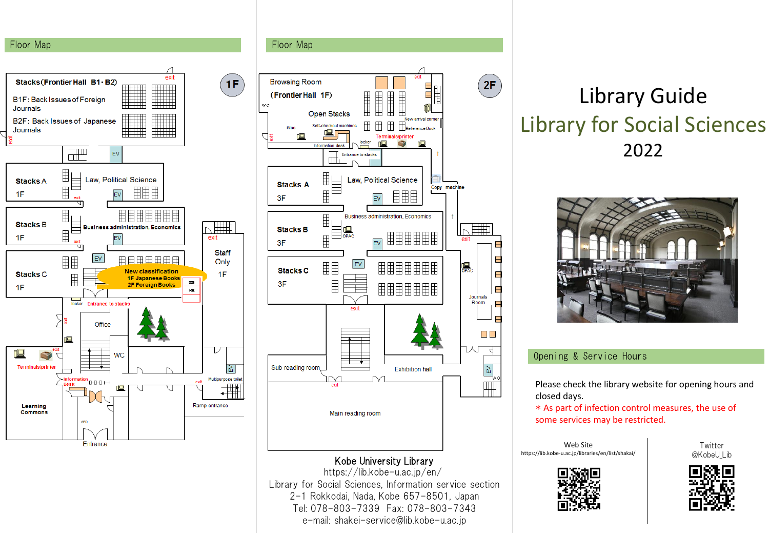## Floor Map

**1F**

**Stacks (Frontier Hall B1・B2)**

B1F: Back Issues of Foreign Journals

B2F: Back Issues of Japanese Journals

**Stacks A** 1F — Law, Political Science

**Stacks B** 1F — Business administration, Economics

**Stacks C** 1F — New classification: 1F Japanese Books, 2F Foreign Books

Entrance to stacks, locker, Office, WC, Staff Only 1F, Terminals/printer, Information Desk, Learning Commons, AED, Entrance, Multipurpose toilet, Ramp entrance, exit, EV

## Floor Map

**2F**

Browsing Room (Frontier Hall 1F)

Open Stacks, iMac, Self-checkout machines, Information desk, locker, Terminals/printer, New arrival corner, Reference Book, Entrance to stacks, WC, exit

**Stacks A** 3F — Law, Political Science

**Stacks B** 3F — Business administration, Economics, OPAC

**Stacks C** 3F

Copy machine, OPAC, Journals Room, Sub reading room, Exhibition hall, Main reading room, EV, WC, exit

**Kobe University Library**

https://lib.kobe-u.ac.jp/en/

Library for Social Sciences, Information service section

2-1 Rokkodai, Nada, Kobe 657-8501, Japan

Tel: 078-803-7339 Fax: 078-803-7343

e-mail: shakei-service@lib.kobe-u.ac.jp

# Library Guide

# Library for Social Sciences

# 2022

## Opening & Service Hours

Please check the library website for opening hours and closed days.

＊As part of infection control measures, the use of some services may be restricted.

Web Site

https://lib.kobe-u.ac.jp/libraries/en/list/shakai/

Twitter

@KobeU_Lib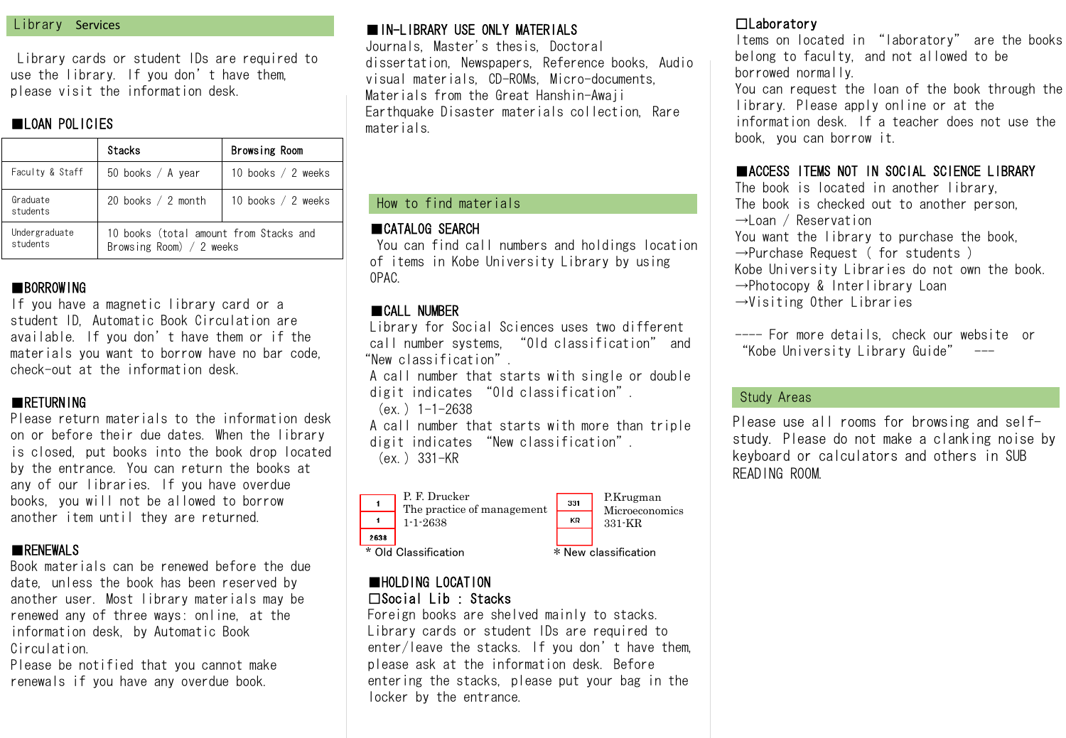## Library Services

Library cards or student IDs are required to use the library. If you don't have them, please visit the information desk.

### ■LOAN POLICIES

| | Stacks | Browsing Room |
|---|---|---|
| Faculty & Staff | 50 books / A year | 10 books / 2 weeks |
| Graduate students | 20 books / 2 month | 10 books / 2 weeks |
| Undergraduate students | 10 books (total amount from Stacks and Browsing Room) / 2 weeks | |

### ■BORROWING

If you have a magnetic library card or a student ID, Automatic Book Circulation are available. If you don't have them or if the materials you want to borrow have no bar code, check-out at the information desk.

### ■RETURNING

Please return materials to the information desk on or before their due dates. When the library is closed, put books into the book drop located by the entrance. You can return the books at any of our libraries. If you have overdue books, you will not be allowed to borrow another item until they are returned.

### ■RENEWALS

Book materials can be renewed before the due date, unless the book has been reserved by another user. Most library materials may be renewed any of three ways: online, at the information desk, by Automatic Book Circulation.
Please be notified that you cannot make renewals if you have any overdue book.

### ■IN-LIBRARY USE ONLY MATERIALS

Journals, Master's thesis, Doctoral dissertation, Newspapers, Reference books, Audio visual materials, CD-ROMs, Micro-documents, Materials from the Great Hanshin-Awaji Earthquake Disaster materials collection, Rare materials.

## How to find materials

### ■CATALOG SEARCH

You can find call numbers and holdings location of items in Kobe University Library by using OPAC.

### ■CALL NUMBER

Library for Social Sciences uses two different call number systems, "Old classification" and "New classification".
A call number that starts with single or double digit indicates "Old classification".
(ex.) 1-1-2638
A call number that starts with more than triple digit indicates "New classification".
(ex.) 331-KR

1
1
2638

P. F. Drucker
The practice of management
1-1-2638

＊Old Classification

331
KR

P.Krugman
Microeconomics
331-KR

＊New classification

### ■HOLDING LOCATION

□Social Lib : Stacks

Foreign books are shelved mainly to stacks. Library cards or student IDs are required to enter/leave the stacks. If you don't have them, please ask at the information desk. Before entering the stacks, please put your bag in the locker by the entrance.

□Laboratory

Items on located in "laboratory" are the books belong to faculty, and not allowed to be borrowed normally.
You can request the loan of the book through the library. Please apply online or at the information desk. If a teacher does not use the book, you can borrow it.

### ■ACCESS ITEMS NOT IN SOCIAL SCIENCE LIBRARY

The book is located in another library,
The book is checked out to another person,
→Loan / Reservation
You want the library to purchase the book,
→Purchase Request ( for students )
Kobe University Libraries do not own the book.
→Photocopy & Interlibrary Loan
→Visiting Other Libraries

---- For more details, check our website or "Kobe University Library Guide" ---

## Study Areas

Please use all rooms for browsing and self-study. Please do not make a clanking noise by keyboard or calculators and others in SUB READING ROOM.